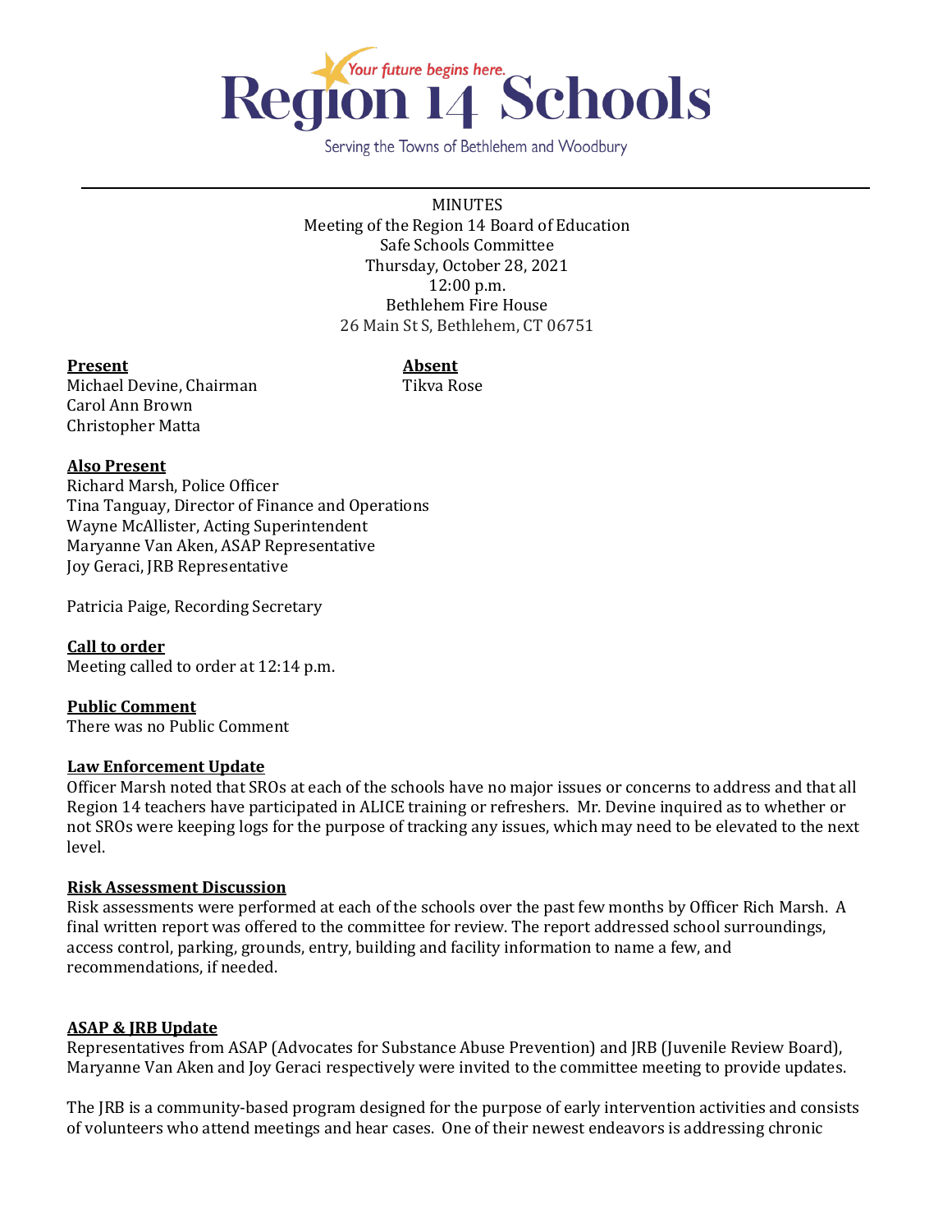# Region 14 Schools

*Your future begins here.*

Serving the Towns of Bethlehem and Woodbury

---

MINUTES
Meeting of the Region 14 Board of Education
Safe Schools Committee
Thursday, October 28, 2021
12:00 p.m.
Bethlehem Fire House
26 Main St S, Bethlehem, CT 06751

**Present**
Michael Devine, Chairman
Carol Ann Brown
Christopher Matta

**Absent**
Tikva Rose

**Also Present**
Richard Marsh, Police Officer
Tina Tanguay, Director of Finance and Operations
Wayne McAllister, Acting Superintendent
Maryanne Van Aken, ASAP Representative
Joy Geraci, JRB Representative

Patricia Paige, Recording Secretary

**Call to order**
Meeting called to order at 12:14 p.m.

**Public Comment**
There was no Public Comment

**Law Enforcement Update**
Officer Marsh noted that SROs at each of the schools have no major issues or concerns to address and that all Region 14 teachers have participated in ALICE training or refreshers. Mr. Devine inquired as to whether or not SROs were keeping logs for the purpose of tracking any issues, which may need to be elevated to the next level.

**Risk Assessment Discussion**
Risk assessments were performed at each of the schools over the past few months by Officer Rich Marsh. A final written report was offered to the committee for review. The report addressed school surroundings, access control, parking, grounds, entry, building and facility information to name a few, and recommendations, if needed.

**ASAP & JRB Update**
Representatives from ASAP (Advocates for Substance Abuse Prevention) and JRB (Juvenile Review Board), Maryanne Van Aken and Joy Geraci respectively were invited to the committee meeting to provide updates.

The JRB is a community-based program designed for the purpose of early intervention activities and consists of volunteers who attend meetings and hear cases. One of their newest endeavors is addressing chronic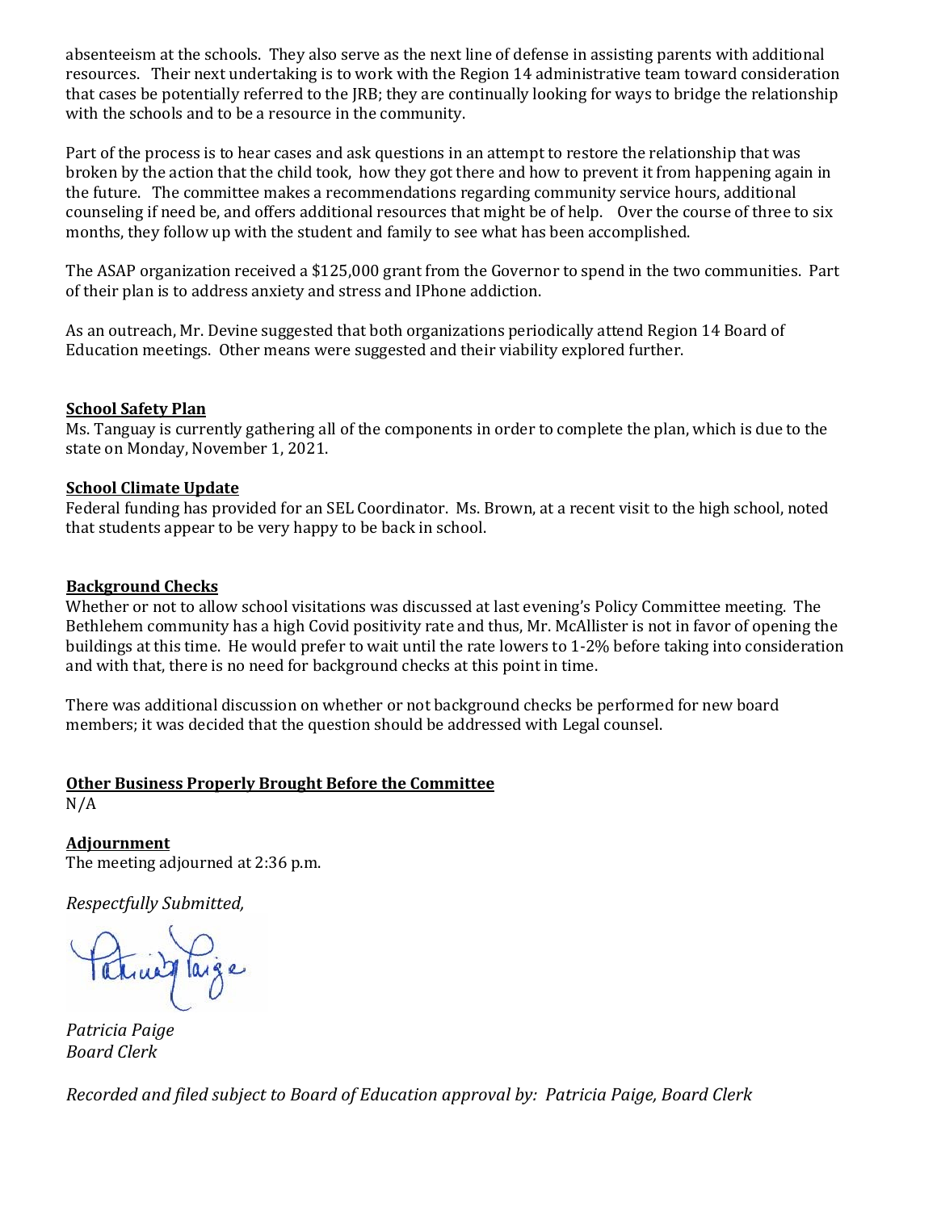absenteeism at the schools. They also serve as the next line of defense in assisting parents with additional resources. Their next undertaking is to work with the Region 14 administrative team toward consideration that cases be potentially referred to the JRB; they are continually looking for ways to bridge the relationship with the schools and to be a resource in the community.

Part of the process is to hear cases and ask questions in an attempt to restore the relationship that was broken by the action that the child took, how they got there and how to prevent it from happening again in the future. The committee makes a recommendations regarding community service hours, additional counseling if need be, and offers additional resources that might be of help. Over the course of three to six months, they follow up with the student and family to see what has been accomplished.

The ASAP organization received a $125,000 grant from the Governor to spend in the two communities. Part of their plan is to address anxiety and stress and IPhone addiction.

As an outreach, Mr. Devine suggested that both organizations periodically attend Region 14 Board of Education meetings. Other means were suggested and their viability explored further.

**School Safety Plan**

Ms. Tanguay is currently gathering all of the components in order to complete the plan, which is due to the state on Monday, November 1, 2021.

**School Climate Update**

Federal funding has provided for an SEL Coordinator. Ms. Brown, at a recent visit to the high school, noted that students appear to be very happy to be back in school.

**Background Checks**

Whether or not to allow school visitations was discussed at last evening's Policy Committee meeting. The Bethlehem community has a high Covid positivity rate and thus, Mr. McAllister is not in favor of opening the buildings at this time. He would prefer to wait until the rate lowers to 1-2% before taking into consideration and with that, there is no need for background checks at this point in time.

There was additional discussion on whether or not background checks be performed for new board members; it was decided that the question should be addressed with Legal counsel.

**Other Business Properly Brought Before the Committee**

N/A

**Adjournment**

The meeting adjourned at 2:36 p.m.

*Respectfully Submitted,*

*Patricia Paige*
*Board Clerk*

*Recorded and filed subject to Board of Education approval by: Patricia Paige, Board Clerk*